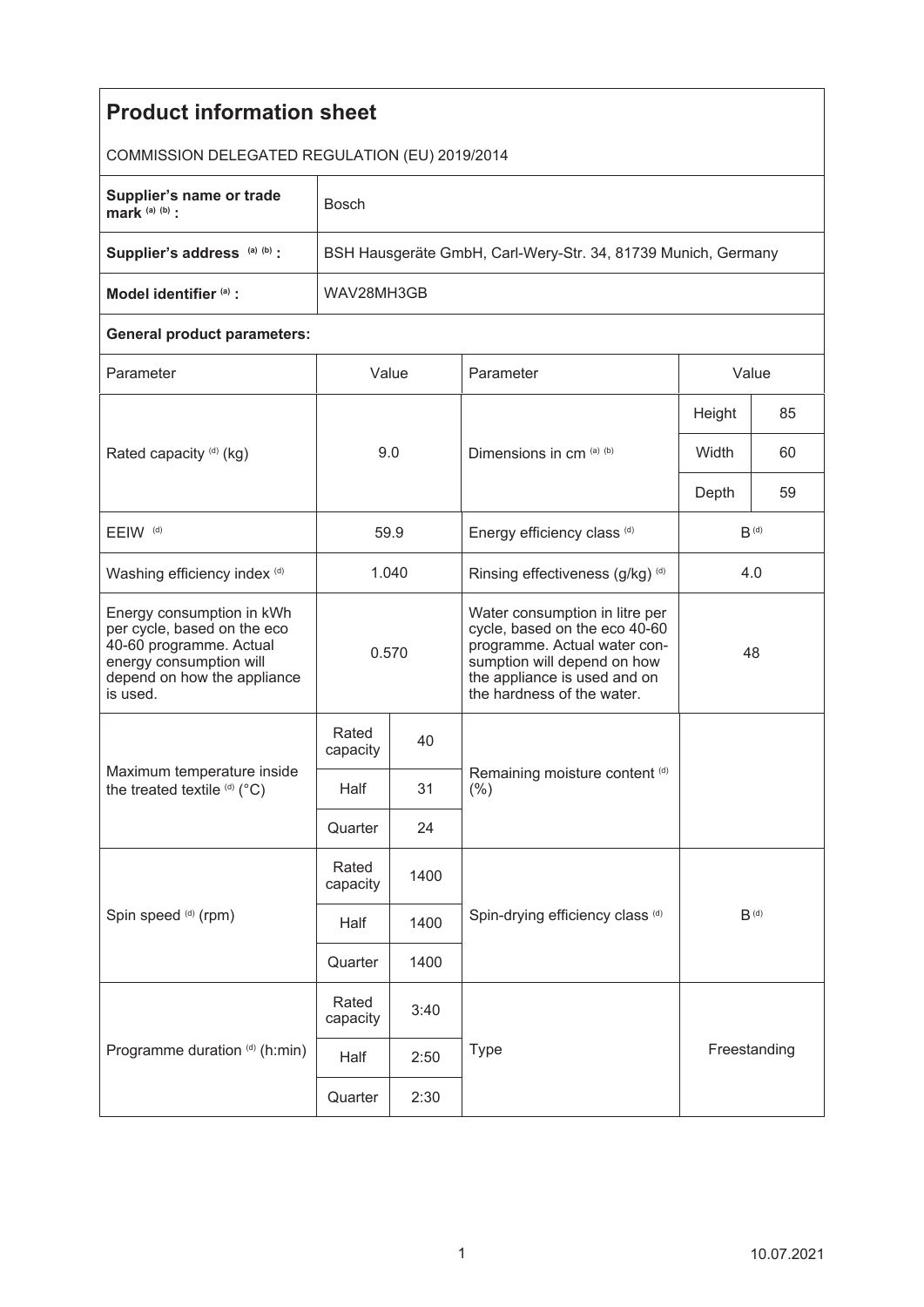# Product information sheet

COMMISSION DELEGATED REGULATION (EU) 2019/2014

| | |
|---|---|
| **Supplier's name or trade mark** [(a) (b)] **:** | Bosch |
| **Supplier's address** [(a) (b)] **:** | BSH Hausgeräte GmbH, Carl-Wery-Str. 34, 81739 Munich, Germany |
| **Model identifier** [(a)] **:** | WAV28MH3GB |

**General product parameters:**

| Parameter | Value | | Parameter | Value | |
|---|---|---|---|---|---|
| Rated capacity [(d)] (kg) | 9.0 | | Dimensions in cm [(a) (b)] | Height | 85 |
| | | | | Width | 60 |
| | | | | Depth | 59 |
| EEIW [(d)] | 59.9 | | Energy efficiency class [(d)] | B [(d)] | |
| Washing efficiency index [(d)] | 1.040 | | Rinsing effectiveness (g/kg) [(d)] | 4.0 | |
| Energy consumption in kWh per cycle, based on the eco 40-60 programme. Actual energy consumption will depend on how the appliance is used. | 0.570 | | Water consumption in litre per cycle, based on the eco 40-60 programme. Actual water consumption will depend on how the appliance is used and on the hardness of the water. | 48 | |
| Maximum temperature inside the treated textile [(d)] (°C) | Rated capacity | 40 | Remaining moisture content [(d)] (%) | | |
| | Half | 31 | | | |
| | Quarter | 24 | | | |
| Spin speed [(d)] (rpm) | Rated capacity | 1400 | Spin-drying efficiency class [(d)] | B [(d)] | |
| | Half | 1400 | | | |
| | Quarter | 1400 | | | |
| Programme duration [(d)] (h:min) | Rated capacity | 3:40 | Type | Freestanding | |
| | Half | 2:50 | | | |
| | Quarter | 2:30 | | | |

10.07.2021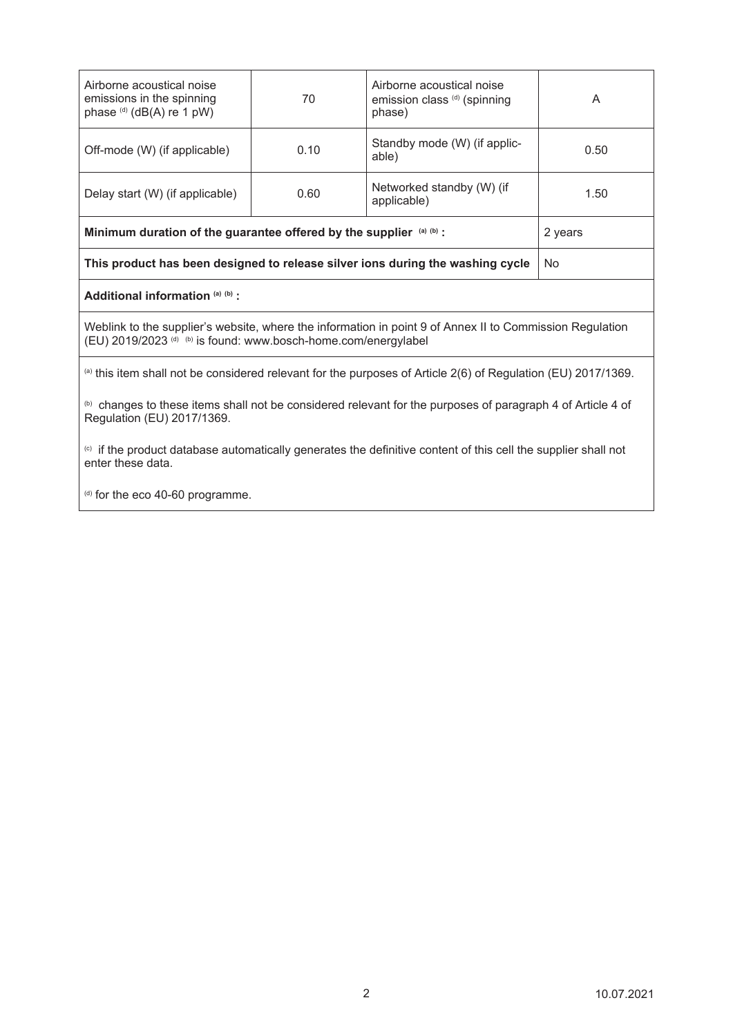| | | | |
|---|---|---|---|
| Airborne acoustical noise emissions in the spinning phase [d] (dB(A) re 1 pW) | 70 | Airborne acoustical noise emission class [d] (spinning phase) | A |
| Off-mode (W) (if applicable) | 0.10 | Standby mode (W) (if applicable) | 0.50 |
| Delay start (W) (if applicable) | 0.60 | Networked standby (W) (if applicable) | 1.50 |
| **Minimum duration of the guarantee offered by the supplier [a] [b] :** | | | 2 years |
| **This product has been designed to release silver ions during the washing cycle** | | | No |
| **Additional information [a] [b] :** | | | |
| Weblink to the supplier's website, where the information in point 9 of Annex II to Commission Regulation (EU) 2019/2023 [d] [b] is found: www.bosch-home.com/energylabel | | | |
| [a] this item shall not be considered relevant for the purposes of Article 2(6) of Regulation (EU) 2017/1369. | | | |
| [b] changes to these items shall not be considered relevant for the purposes of paragraph 4 of Article 4 of Regulation (EU) 2017/1369. | | | |
| [c] if the product database automatically generates the definitive content of this cell the supplier shall not enter these data. | | | |
| [d] for the eco 40-60 programme. | | | |

10.07.2021